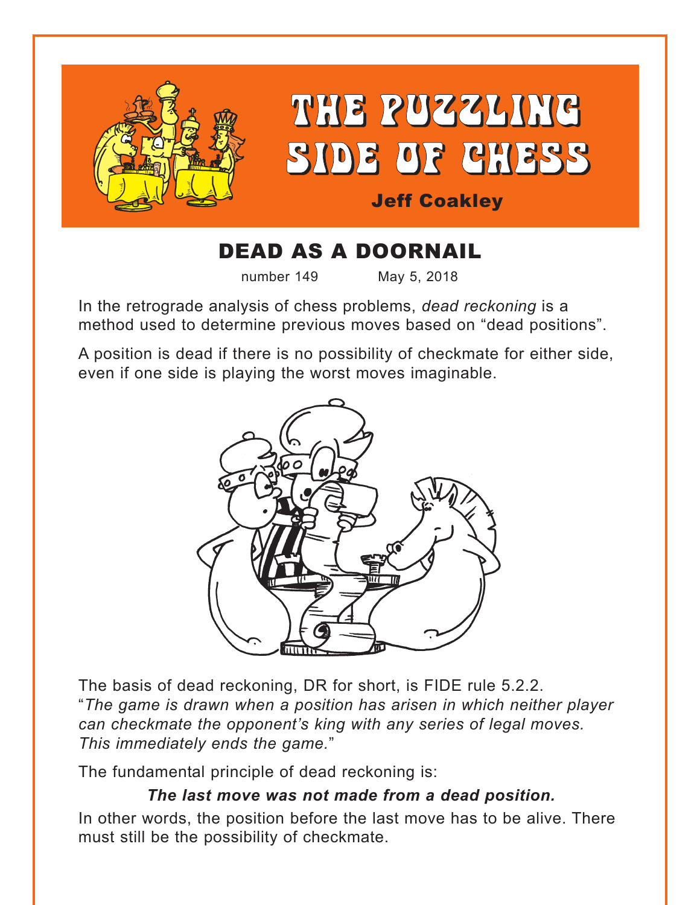# THE PUZZLING SIDE OF CHESS

Jeff Coakley

## DEAD AS A DOORNAIL

number 149 May 5, 2018

In the retrograde analysis of chess problems, *dead reckoning* is a method used to determine previous moves based on "dead positions".

A position is dead if there is no possibility of checkmate for either side, even if one side is playing the worst moves imaginable.

The basis of dead reckoning, DR for short, is FIDE rule 5.2.2. "*The game is drawn when a position has arisen in which neither player can checkmate the opponent's king with any series of legal moves. This immediately ends the game.*"

The fundamental principle of dead reckoning is:

***The last move was not made from a dead position.***

In other words, the position before the last move has to be alive. There must still be the possibility of checkmate.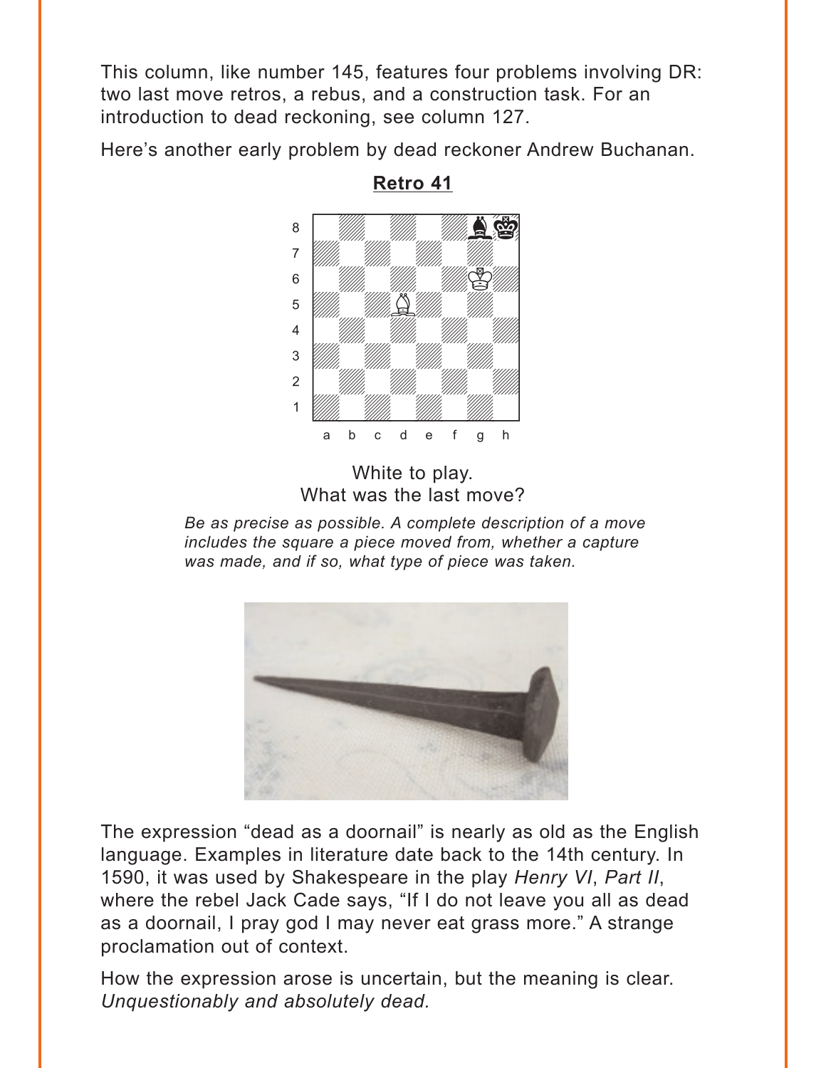This column, like number 145, features four problems involving DR: two last move retros, a rebus, and a construction task. For an introduction to dead reckoning, see column 127.

Here's another early problem by dead reckoner Andrew Buchanan.

**Retro 41**

White to play.
What was the last move?

*Be as precise as possible. A complete description of a move includes the square a piece moved from, whether a capture was made, and if so, what type of piece was taken.*

The expression "dead as a doornail" is nearly as old as the English language. Examples in literature date back to the 14th century. In 1590, it was used by Shakespeare in the play *Henry VI*, *Part II*, where the rebel Jack Cade says, "If I do not leave you all as dead as a doornail, I pray god I may never eat grass more." A strange proclamation out of context.

How the expression arose is uncertain, but the meaning is clear. *Unquestionably and absolutely dead.*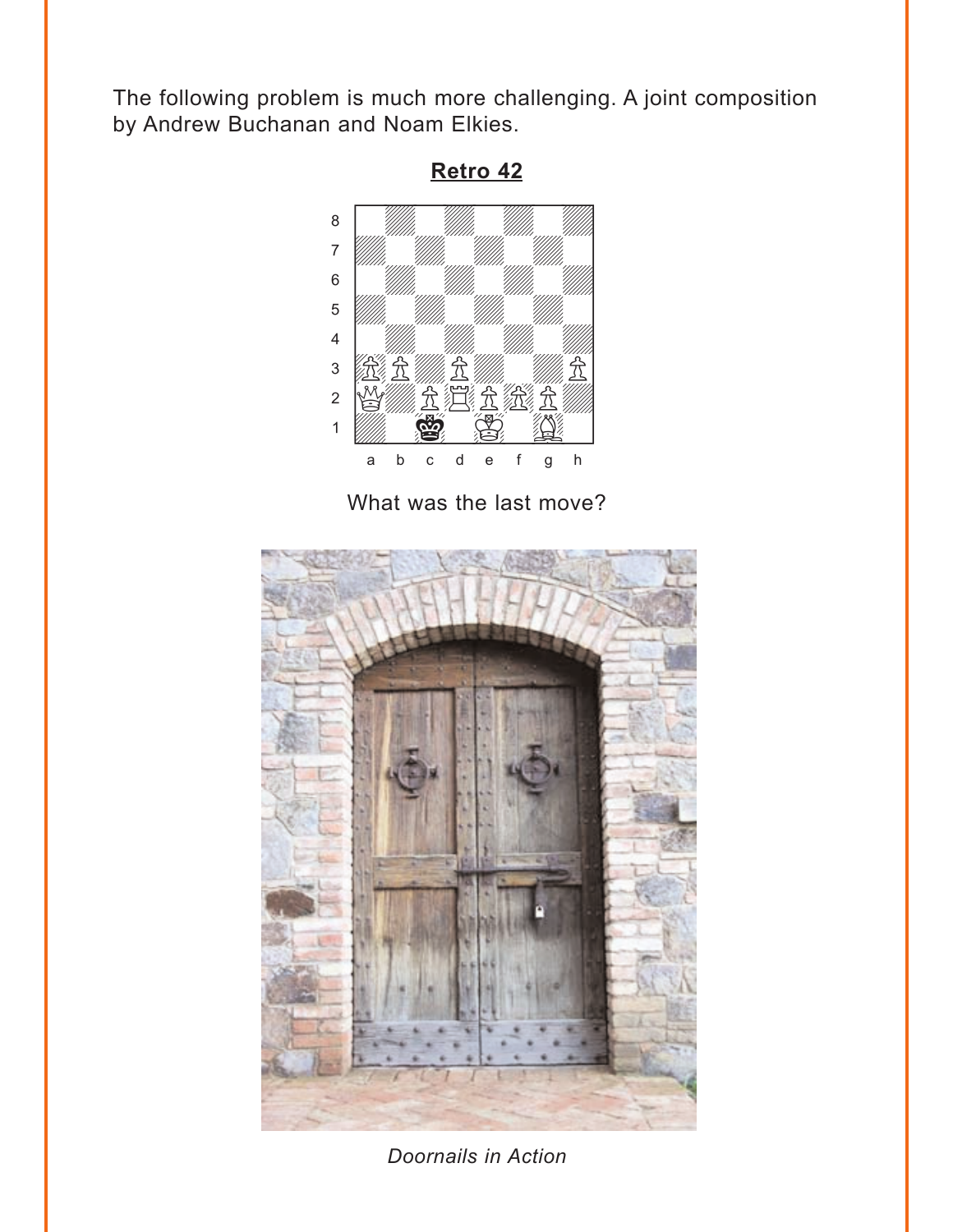The following problem is much more challenging. A joint composition by Andrew Buchanan and Noam Elkies.

## Retro 42

What was the last move?

*Doornails in Action*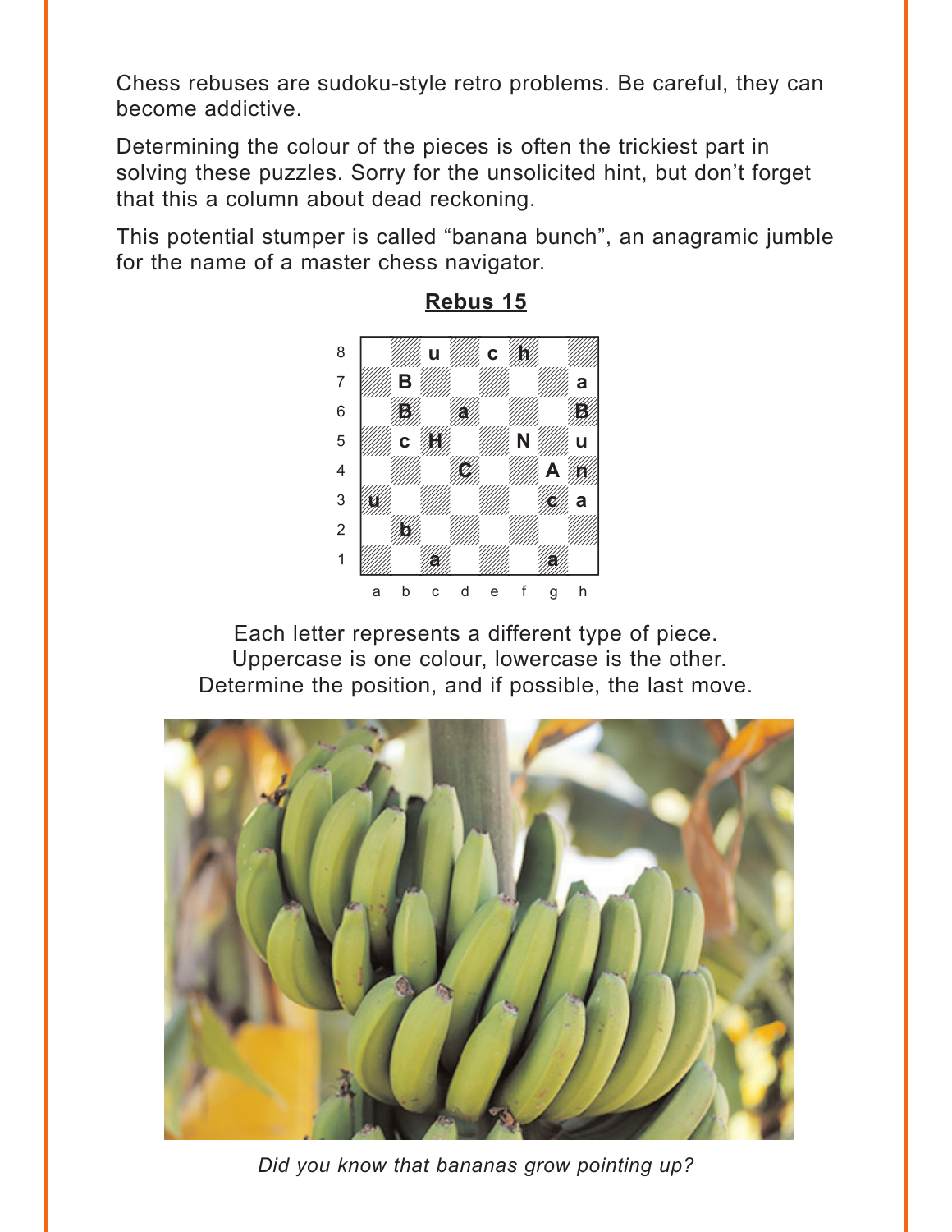Chess rebuses are sudoku-style retro problems. Be careful, they can become addictive.

Determining the colour of the pieces is often the trickiest part in solving these puzzles. Sorry for the unsolicited hint, but don't forget that this a column about dead reckoning.

This potential stumper is called "banana bunch", an anagramic jumble for the name of a master chess navigator.

## Rebus 15

|   | a | b | c | d | e | f | g | h |
|---|---|---|---|---|---|---|---|---|
| 8 |   |   | u |   | c | h |   |   |
| 7 |   | B |   |   |   |   |   | a |
| 6 |   | B |   | a |   |   |   | B |
| 5 |   | c | H |   |   | N |   | u |
| 4 |   |   |   | C |   |   | A | n |
| 3 | u |   |   |   |   |   | c | a |
| 2 |   | b |   |   |   |   |   |   |
| 1 |   |   | a |   |   |   | a |   |

Each letter represents a different type of piece.
Uppercase is one colour, lowercase is the other.
Determine the position, and if possible, the last move.

*Did you know that bananas grow pointing up?*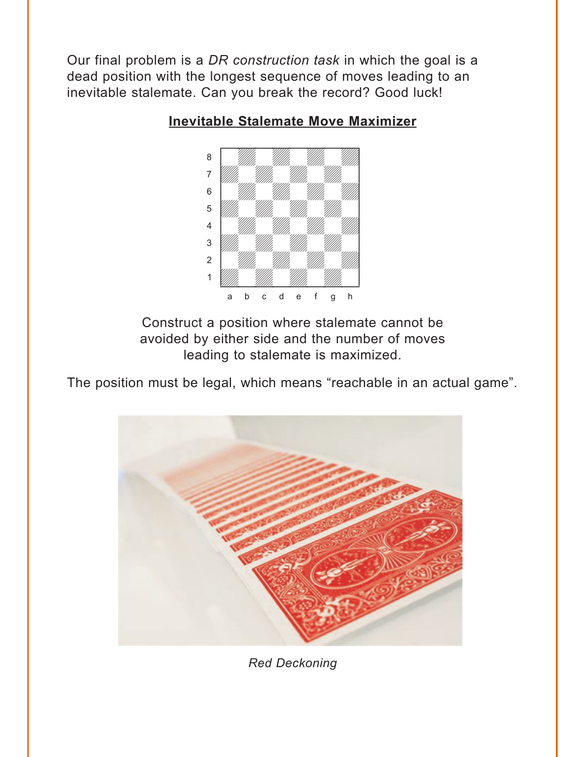Our final problem is a *DR construction task* in which the goal is a dead position with the longest sequence of moves leading to an inevitable stalemate. Can you break the record? Good luck!

**Inevitable Stalemate Move Maximizer**

Construct a position where stalemate cannot be avoided by either side and the number of moves leading to stalemate is maximized.

The position must be legal, which means "reachable in an actual game".

*Red Deckoning*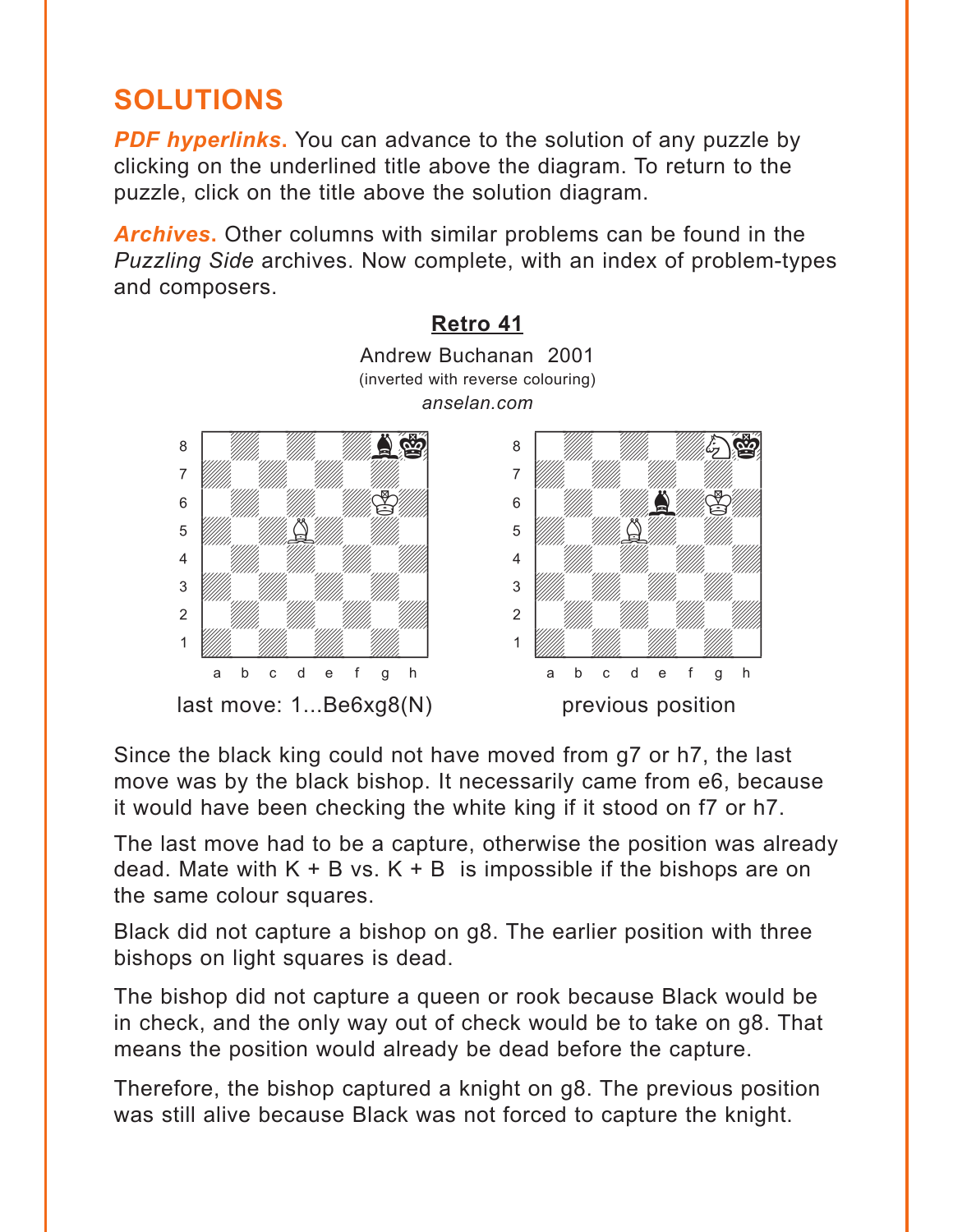# SOLUTIONS

***PDF hyperlinks.*** You can advance to the solution of any puzzle by clicking on the underlined title above the diagram. To return to the puzzle, click on the title above the solution diagram.

***Archives.*** Other columns with similar problems can be found in the *Puzzling Side* archives. Now complete, with an index of problem-types and composers.

## Retro 41

Andrew Buchanan 2001
(inverted with reverse colouring)
*anselan.com*

last move: 1...Be6xg8(N)

previous position

Since the black king could not have moved from g7 or h7, the last move was by the black bishop. It necessarily came from e6, because it would have been checking the white king if it stood on f7 or h7.

The last move had to be a capture, otherwise the position was already dead. Mate with K + B vs. K + B is impossible if the bishops are on the same colour squares.

Black did not capture a bishop on g8. The earlier position with three bishops on light squares is dead.

The bishop did not capture a queen or rook because Black would be in check, and the only way out of check would be to take on g8. That means the position would already be dead before the capture.

Therefore, the bishop captured a knight on g8. The previous position was still alive because Black was not forced to capture the knight.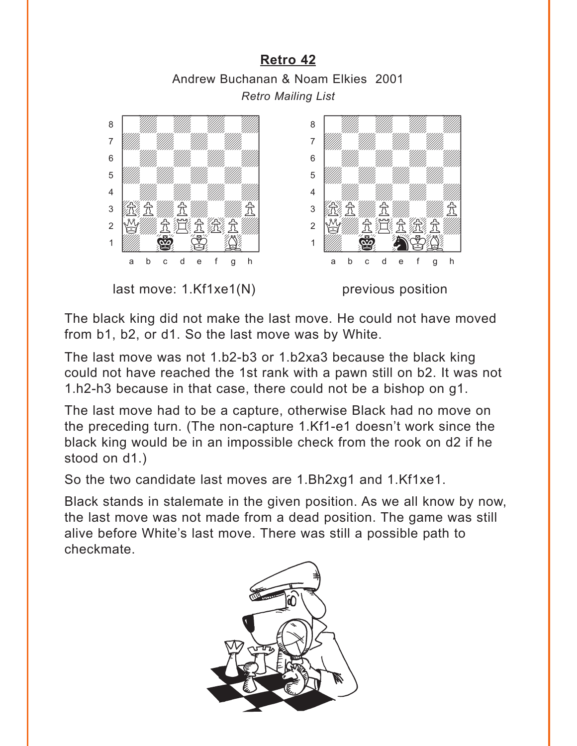## Retro 42

Andrew Buchanan & Noam Elkies 2001

*Retro Mailing List*

last move: 1.Kf1xe1(N)

previous position

The black king did not make the last move. He could not have moved from b1, b2, or d1. So the last move was by White.

The last move was not 1.b2-b3 or 1.b2xa3 because the black king could not have reached the 1st rank with a pawn still on b2. It was not 1.h2-h3 because in that case, there could not be a bishop on g1.

The last move had to be a capture, otherwise Black had no move on the preceding turn. (The non-capture 1.Kf1-e1 doesn't work since the black king would be in an impossible check from the rook on d2 if he stood on d1.)

So the two candidate last moves are 1.Bh2xg1 and 1.Kf1xe1.

Black stands in stalemate in the given position. As we all know by now, the last move was not made from a dead position. The game was still alive before White's last move. There was still a possible path to checkmate.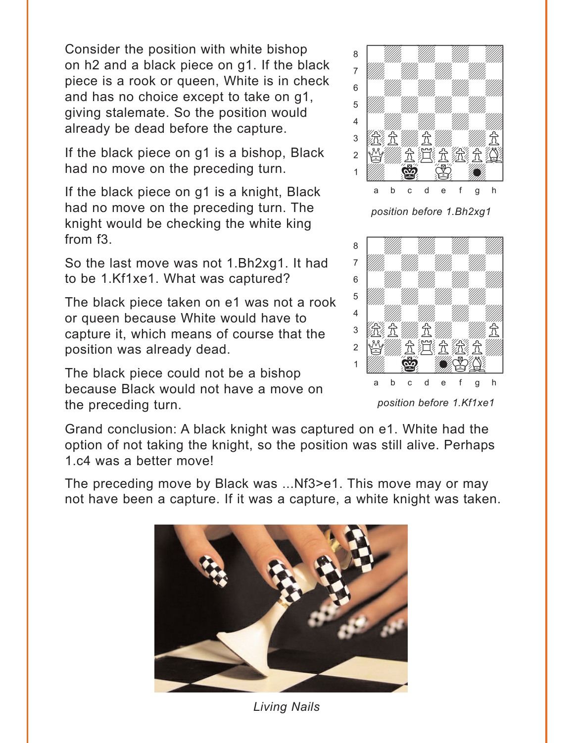Consider the position with white bishop on h2 and a black piece on g1. If the black piece is a rook or queen, White is in check and has no choice except to take on g1, giving stalemate. So the position would already be dead before the capture.

If the black piece on g1 is a bishop, Black had no move on the preceding turn.

If the black piece on g1 is a knight, Black had no move on the preceding turn. The knight would be checking the white king from f3.

So the last move was not 1.Bh2xg1. It had to be 1.Kf1xe1. What was captured?

The black piece taken on e1 was not a rook or queen because White would have to capture it, which means of course that the position was already dead.

The black piece could not be a bishop because Black would not have a move on the preceding turn.

*position before 1.Bh2xg1*

*position before 1.Kf1xe1*

Grand conclusion: A black knight was captured on e1. White had the option of not taking the knight, so the position was still alive. Perhaps 1.c4 was a better move!

The preceding move by Black was ...Nf3>e1. This move may or may not have been a capture. If it was a capture, a white knight was taken.

*Living Nails*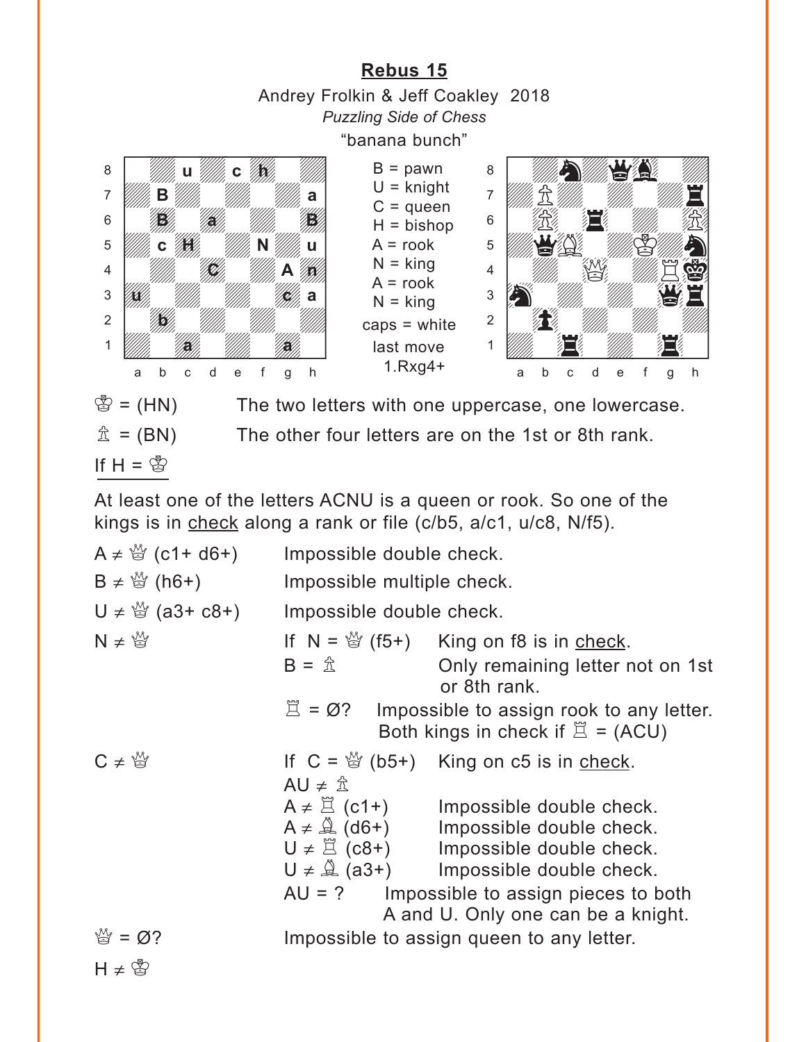## Rebus 15

Andrey Frolkin & Jeff Coakley 2018

*Puzzling Side of Chess*

"banana bunch"

| | a | b | c | d | e | f | g | h |
|---|---|---|---|---|---|---|---|---|
| 8 | | | u | | c | h | | |
| 7 | | B | | | | | | a |
| 6 | | B | | a | | | | B |
| 5 | | c | H | | | N | | u |
| 4 | | | | C | | | A | n |
| 3 | u | | | | | | c | a |
| 2 | | b | | | | | | |
| 1 | | | a | | | | a | |

B = pawn
U = knight
C = queen
H = bishop
A = rook
N = king
A = rook
N = king
caps = white
last move
1.Rxg4+

| | a | b | c | d | e | f | g | h |
|---|---|---|---|---|---|---|---|---|
| 8 | | | ♞ | | | ♛ | ♝ | |
| 7 | | ♙ | | | | | | ♜ |
| 6 | | ♙ | | ♜ | | | | ♙ |
| 5 | | ♛ | ♗ | | | ♔ | | ♞ |
| 4 | | | | ♕ | | | ♖ | ♚ |
| 3 | ♞ | | | | | | ♛ | ♜ |
| 2 | | ♟ | | | | | | |
| 1 | | | ♜ | | | | ♜ | |

♔ = (HN) The two letters with one uppercase, one lowercase.

♙ = (BN) The other four letters are on the 1st or 8th rank.

If H = ♔

At least one of the letters ACNU is a queen or rook. So one of the kings is in check along a rank or file (c/b5, a/c1, u/c8, N/f5).

A ≠ ♕ (c1+ d6+) Impossible double check.

B ≠ ♕ (h6+) Impossible multiple check.

U ≠ ♕ (a3+ c8+) Impossible double check.

N ≠ ♕

- If N = ♕ (f5+) King on f8 is in check.
- B = ♙ Only remaining letter not on 1st or 8th rank.
- ♖ = Ø? Impossible to assign rook to any letter. Both kings in check if ♖ = (ACU)

C ≠ ♕

- If C = ♕ (b5+) King on c5 is in check.
- AU ≠ ♙
- A ≠ ♖ (c1+) Impossible double check.
- A ≠ ♗ (d6+) Impossible double check.
- U ≠ ♖ (c8+) Impossible double check.
- U ≠ ♗ (a3+) Impossible double check.
- AU = ? Impossible to assign pieces to both A and U. Only one can be a knight.

♕ = Ø? Impossible to assign queen to any letter.

H ≠ ♔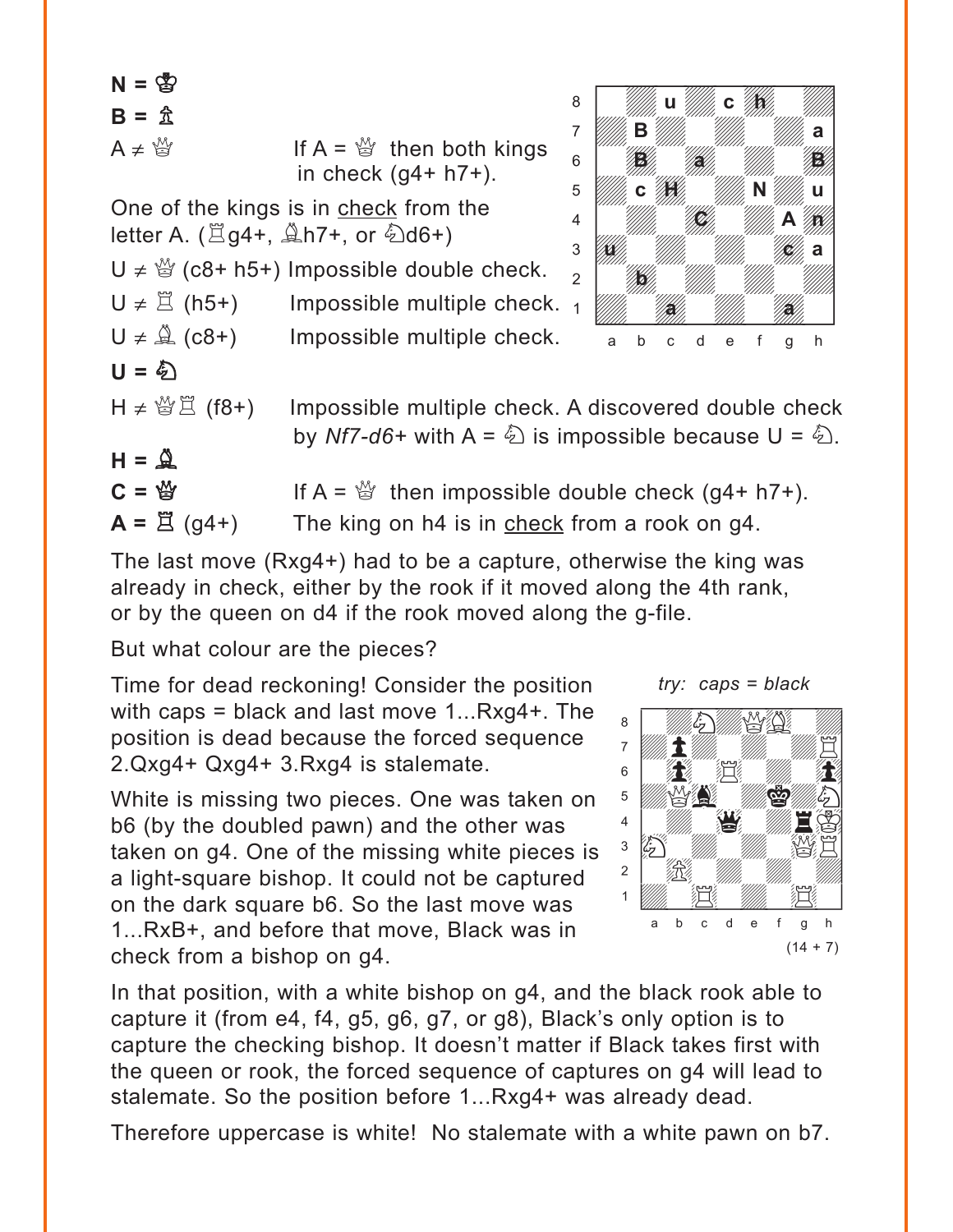**N** = ♔
**B** = ♙
A ≠ ♕ — If A = ♕ then both kings in check (g4+ h7+).

One of the kings is in check from the letter A. (♖g4+, ♗h7+, or ♘d6+)

U ≠ ♕ (c8+ h5+) Impossible double check.
U ≠ ♖ (h5+) Impossible multiple check.
U ≠ ♗ (c8+) Impossible multiple check.
**U = ♘**

H ≠ ♕♖ (f8+) Impossible multiple check. A discovered double check by *Nf7-d6+* with A = ♘ is impossible because U = ♘.

**H = ♗**

**C = ♕** — If A = ♕ then impossible double check (g4+ h7+).

**A = ♖** (g4+) — The king on h4 is in check from a rook on g4.

The last move (Rxg4+) had to be a capture, otherwise the king was already in check, either by the rook if it moved along the 4th rank, or by the queen on d4 if the rook moved along the g-file.

But what colour are the pieces?

*try: caps = black*

(14 + 7)

Time for dead reckoning! Consider the position with caps = black and last move 1...Rxg4+. The position is dead because the forced sequence 2.Qxg4+ Qxg4+ 3.Rxg4 is stalemate.

White is missing two pieces. One was taken on b6 (by the doubled pawn) and the other was taken on g4. One of the missing white pieces is a light-square bishop. It could not be captured on the dark square b6. So the last move was 1...RxB+, and before that move, Black was in check from a bishop on g4.

In that position, with a white bishop on g4, and the black rook able to capture it (from e4, f4, g5, g6, g7, or g8), Black's only option is to capture the checking bishop. It doesn't matter if Black takes first with the queen or rook, the forced sequence of captures on g4 will lead to stalemate. So the position before 1...Rxg4+ was already dead.

Therefore uppercase is white! No stalemate with a white pawn on b7.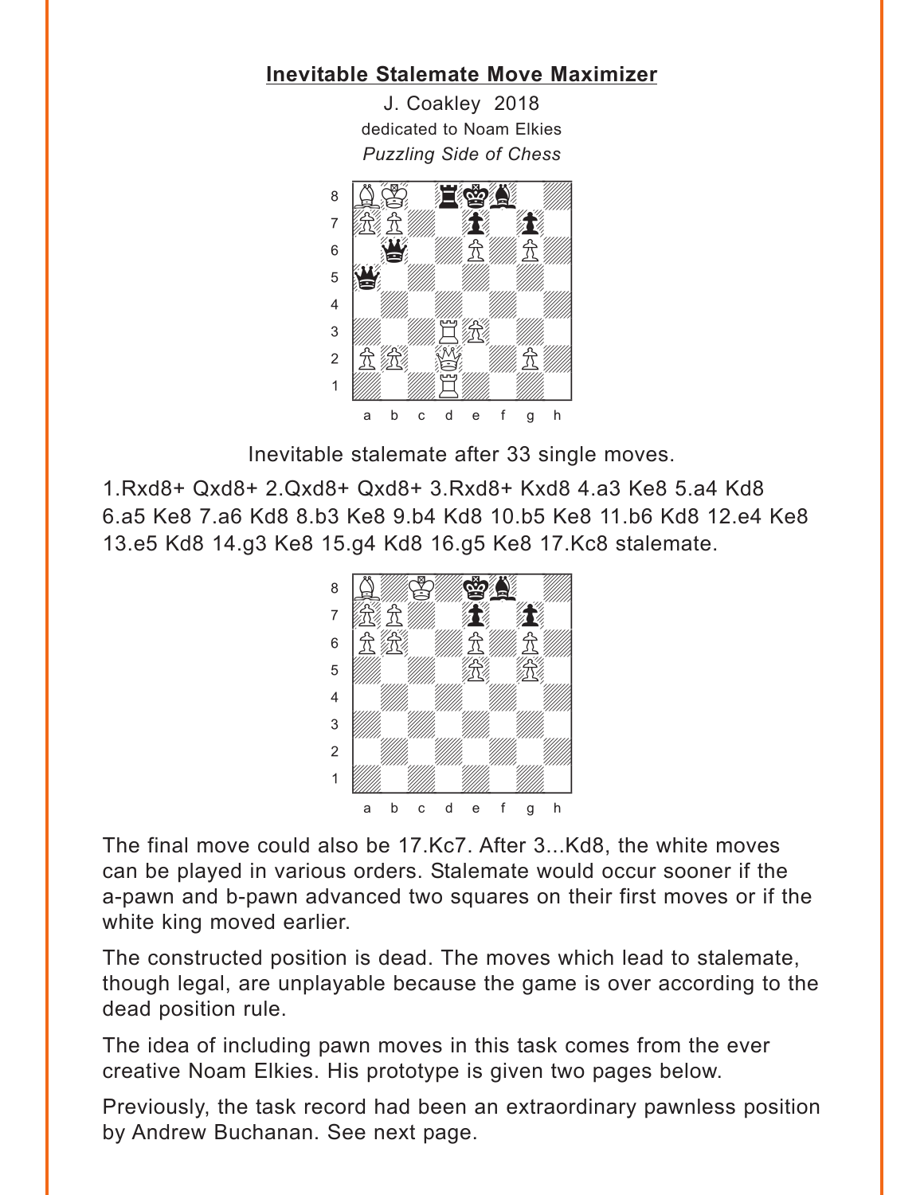## Inevitable Stalemate Move Maximizer

J. Coakley 2018

dedicated to Noam Elkies

*Puzzling Side of Chess*

Inevitable stalemate after 33 single moves.

1.Rxd8+ Qxd8+ 2.Qxd8+ Qxd8+ 3.Rxd8+ Kxd8 4.a3 Ke8 5.a4 Kd8 6.a5 Ke8 7.a6 Kd8 8.b3 Ke8 9.b4 Kd8 10.b5 Ke8 11.b6 Kd8 12.e4 Ke8 13.e5 Kd8 14.g3 Ke8 15.g4 Kd8 16.g5 Ke8 17.Kc8 stalemate.

The final move could also be 17.Kc7. After 3...Kd8, the white moves can be played in various orders. Stalemate would occur sooner if the a-pawn and b-pawn advanced two squares on their first moves or if the white king moved earlier.

The constructed position is dead. The moves which lead to stalemate, though legal, are unplayable because the game is over according to the dead position rule.

The idea of including pawn moves in this task comes from the ever creative Noam Elkies. His prototype is given two pages below.

Previously, the task record had been an extraordinary pawnless position by Andrew Buchanan. See next page.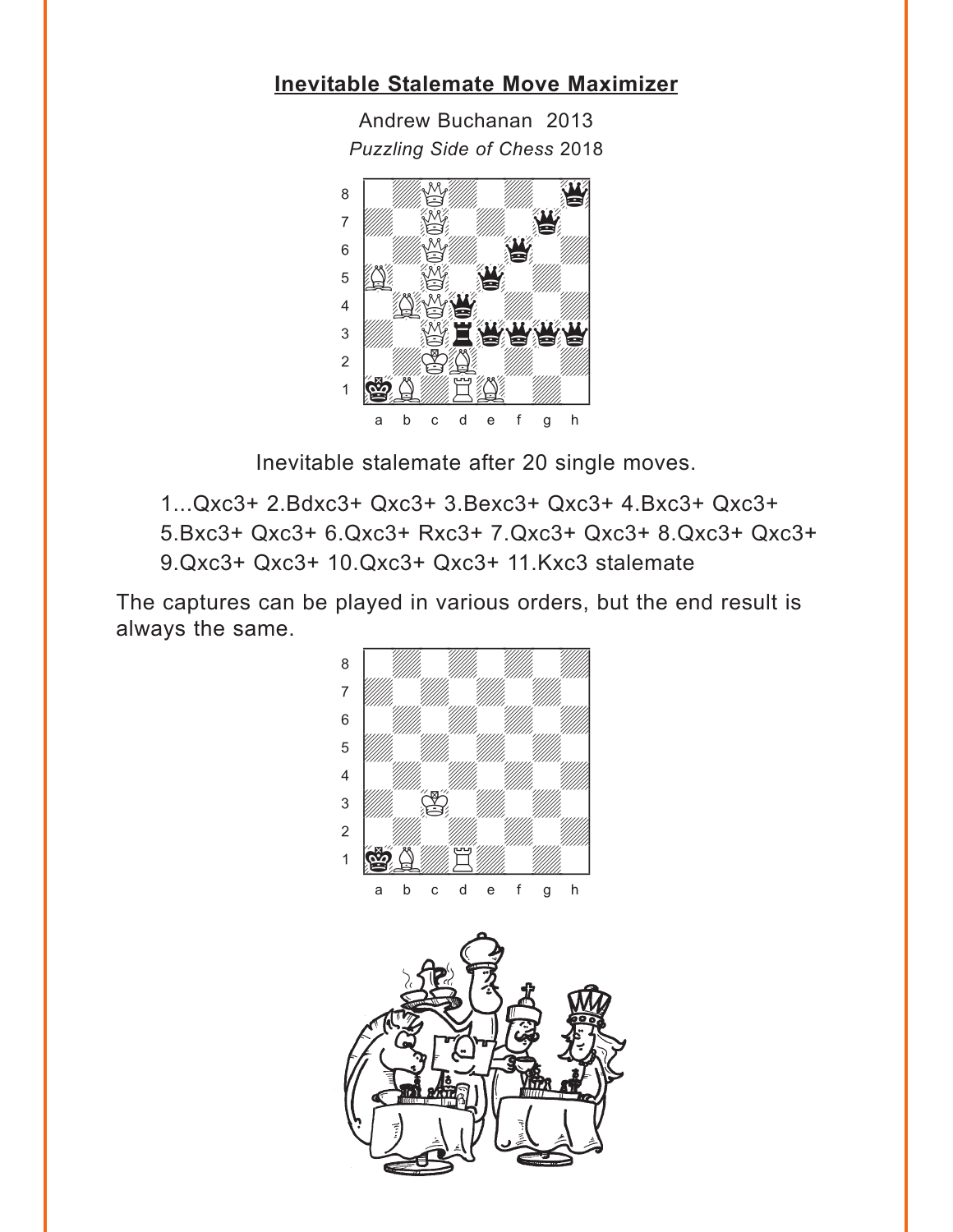## Inevitable Stalemate Move Maximizer

Andrew Buchanan 2013

*Puzzling Side of Chess* 2018

Inevitable stalemate after 20 single moves.

1...Qxc3+ 2.Bdxc3+ Qxc3+ 3.Bexc3+ Qxc3+ 4.Bxc3+ Qxc3+ 5.Bxc3+ Qxc3+ 6.Qxc3+ Rxc3+ 7.Qxc3+ Qxc3+ 8.Qxc3+ Qxc3+ 9.Qxc3+ Qxc3+ 10.Qxc3+ Qxc3+ 11.Kxc3 stalemate

The captures can be played in various orders, but the end result is always the same.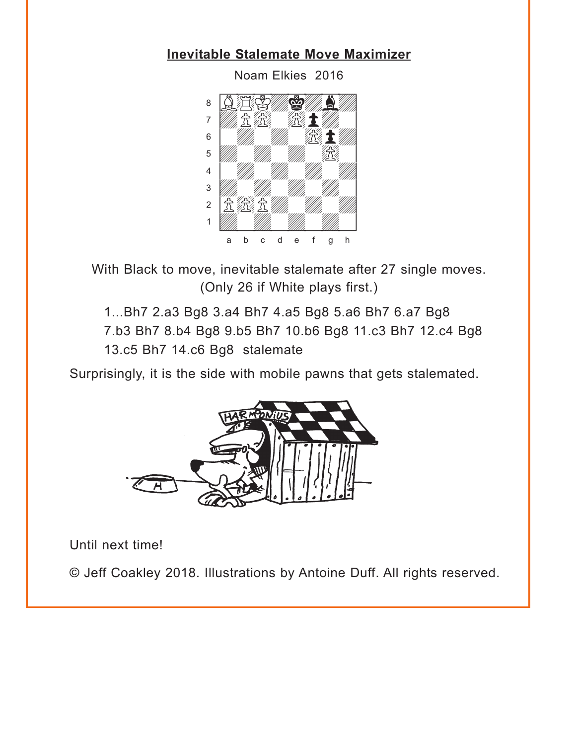## Inevitable Stalemate Move Maximizer

Noam Elkies 2016

With Black to move, inevitable stalemate after 27 single moves.
(Only 26 if White plays first.)

1...Bh7 2.a3 Bg8 3.a4 Bh7 4.a5 Bg8 5.a6 Bh7 6.a7 Bg8
7.b3 Bh7 8.b4 Bg8 9.b5 Bh7 10.b6 Bg8 11.c3 Bh7 12.c4 Bg8
13.c5 Bh7 14.c6 Bg8 stalemate

Surprisingly, it is the side with mobile pawns that gets stalemated.

Until next time!

© Jeff Coakley 2018. Illustrations by Antoine Duff. All rights reserved.